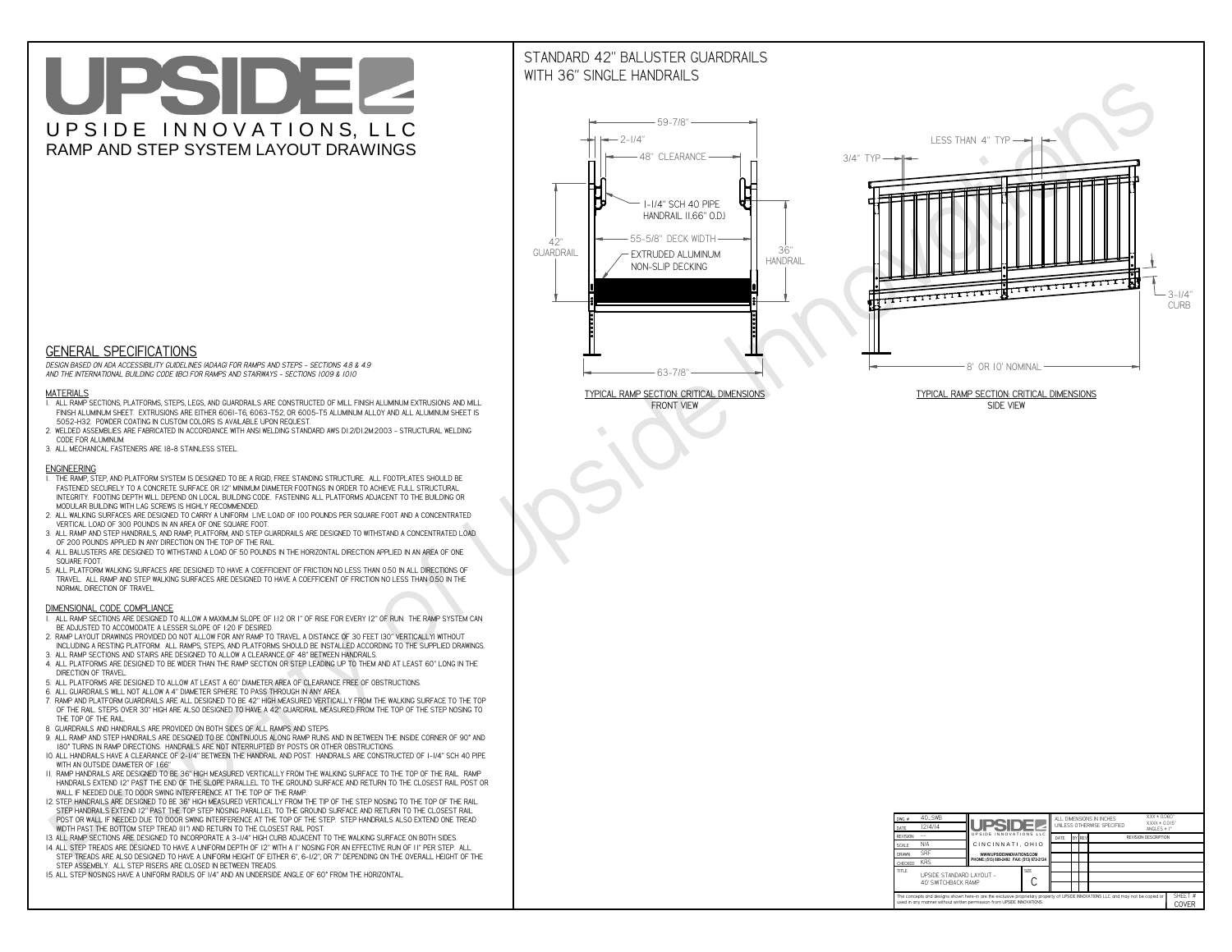# UPSIDE

UPSIDE INNOVATIONS, LLC

RAMP AND STEP SYSTEM LAYOUT DRAWINGS

## STANDARD 42" BALUSTER GUARDRAILS WITH 36" SINGLE HANDRAILS

59-7/8"
2-1/4"
48" CLEARANCE
1-1/4" SCH 40 PIPE HANDRAIL (1.66" O.D.)
42" GUARDRAIL
55-5/8" DECK WIDTH
EXTRUDED ALUMINUM NON-SLIP DECKING
36" HANDRAIL
63-7/8"

TYPICAL RAMP SECTION: CRITICAL DIMENSIONS
FRONT VIEW

LESS THAN 4" TYP
3/4" TYP
3-1/4" CURB
8' OR 10' NOMINAL

TYPICAL RAMP SECTION: CRITICAL DIMENSIONS
SIDE VIEW

## GENERAL SPECIFICATIONS

*DESIGN BASED ON ADA ACCESSIBILITY GUIDELINES (ADAAG) FOR RAMPS AND STEPS - SECTIONS 4.8 & 4.9 AND THE INTERNATIONAL BUILDING CODE (IBC) FOR RAMPS AND STAIRWAYS - SECTIONS 1009 & 1010*

### MATERIALS

1. ALL RAMP SECTIONS, PLATFORMS, STEPS, LEGS, AND GUARDRAILS ARE CONSTRUCTED OF MILL FINISH ALUMINUM EXTRUSIONS AND MILL FINISH ALUMINUM SHEET. EXTRUSIONS ARE EITHER 6061-T6, 6063-T52, OR 6005-T5 ALUMINUM ALLOY AND ALL ALUMINUM SHEET IS 5052-H32. POWDER COATING IN CUSTOM COLORS IS AVAILABLE UPON REQUEST.
2. WELDED ASSEMBLIES ARE FABRICATED IN ACCORDANCE WITH ANSI WELDING STANDARD AWS D1.2/D1.2M:2003 - STRUCTURAL WELDING CODE FOR ALUMINUM.
3. ALL MECHANICAL FASTENERS ARE 18-8 STAINLESS STEEL.

### ENGINEERING

1. THE RAMP, STEP, AND PLATFORM SYSTEM IS DESIGNED TO BE A RIGID, FREE STANDING STRUCTURE. ALL FOOTPLATES SHOULD BE FASTENED SECURELY TO A CONCRETE SURFACE OR 12" MINIMUM DIAMETER FOOTINGS IN ORDER TO ACHIEVE FULL STRUCTURAL INTEGRITY. FOOTING DEPTH WILL DEPEND ON LOCAL BUILDING CODE. FASTENING ALL PLATFORMS ADJACENT TO THE BUILDING OR MODULAR BUILDING WITH LAG SCREWS IS HIGHLY RECOMMENDED.
2. ALL WALKING SURFACES ARE DESIGNED TO CARRY A UNIFORM LIVE LOAD OF 100 POUNDS PER SQUARE FOOT AND A CONCENTRATED VERTICAL LOAD OF 300 POUNDS IN AN AREA OF ONE SQUARE FOOT.
3. ALL RAMP AND STEP HANDRAILS, AND RAMP, PLATFORM, AND STEP GUARDRAILS ARE DESIGNED TO WITHSTAND A CONCENTRATED LOAD OF 200 POUNDS APPLIED IN ANY DIRECTION ON THE TOP OF THE RAIL.
4. ALL BALUSTERS ARE DESIGNED TO WITHSTAND A LOAD OF 50 POUNDS IN THE HORIZONTAL DIRECTION APPLIED IN AN AREA OF ONE SQUARE FOOT.
5. ALL PLATFORM WALKING SURFACES ARE DESIGNED TO HAVE A COEFFICIENT OF FRICTION NO LESS THAN 0.50 IN ALL DIRECTIONS OF TRAVEL. ALL RAMP AND STEP WALKING SURFACES ARE DESIGNED TO HAVE A COEFFICIENT OF FRICTION NO LESS THAN 0.50 IN THE NORMAL DIRECTION OF TRAVEL.

### DIMENSIONAL CODE COMPLIANCE

1. ALL RAMP SECTIONS ARE DESIGNED TO ALLOW A MAXIMUM SLOPE OF 1:12 OR 1" OF RISE FOR EVERY 12" OF RUN. THE RAMP SYSTEM CAN BE ADJUSTED TO ACCOMODATE A LESSER SLOPE OF 1:20 IF DESIRED.
2. RAMP LAYOUT DRAWINGS PROVIDED DO NOT ALLOW FOR ANY RAMP TO TRAVEL A DISTANCE OF 30 FEET (30" VERTICALLY) WITHOUT INCLUDING A RESTING PLATFORM. ALL RAMPS, STEPS, AND PLATFORMS SHOULD BE INSTALLED ACCORDING TO THE SUPPLIED DRAWINGS.
3. ALL RAMP SECTIONS AND STAIRS ARE DESIGNED TO ALLOW A CLEARANCE OF 48" BETWEEN HANDRAILS.
4. ALL PLATFORMS ARE DESIGNED TO BE WIDER THAN THE RAMP SECTION OR STEP LEADING UP TO THEM AND AT LEAST 60" LONG IN THE DIRECTION OF TRAVEL.
5. ALL PLATFORMS ARE DESIGNED TO ALLOW AT LEAST A 60" DIAMETER AREA OF CLEARANCE FREE OF OBSTRUCTIONS.
6. ALL GUARDRAILS WILL NOT ALLOW A 4" DIAMETER SPHERE TO PASS THROUGH IN ANY AREA.
7. RAMP AND PLATFORM GUARDRAILS ARE ALL DESIGNED TO BE 42" HIGH MEASURED VERTICALLY FROM THE WALKING SURFACE TO THE TOP OF THE RAIL. STEPS OVER 30" HIGH ARE ALSO DESIGNED TO HAVE A 42" GUARDRAIL MEASURED FROM THE TOP OF THE STEP NOSING TO THE TOP OF THE RAIL.
8. GUARDRAILS AND HANDRAILS ARE PROVIDED ON BOTH SIDES OF ALL RAMPS AND STEPS.
9. ALL RAMP AND STEP HANDRAILS ARE DESIGNED TO BE CONTINUOUS ALONG RAMP RUNS AND IN BETWEEN THE INSIDE CORNER OF 90° AND 180° TURNS IN RAMP DIRECTIONS. HANDRAILS ARE NOT INTERRUPTED BY POSTS OR OTHER OBSTRUCTIONS.
10. ALL HANDRAILS HAVE A CLEARANCE OF 2-1/4" BETWEEN THE HANDRAIL AND POST. HANDRAILS ARE CONSTRUCTED OF 1-1/4" SCH 40 PIPE WITH AN OUTSIDE DIAMETER OF 1.66"
11. RAMP HANDRAILS ARE DESIGNED TO BE 36" HIGH MEASURED VERTICALLY FROM THE WALKING SURFACE TO THE TOP OF THE RAIL. RAMP HANDRAILS EXTEND 12" PAST THE END OF THE SLOPE PARALLEL TO THE GROUND SURFACE AND RETURN TO THE CLOSEST RAIL POST OR WALL IF NEEDED DUE TO DOOR SWING INTERFERENCE AT THE TOP OF THE RAMP.
12. STEP HANDRAILS ARE DESIGNED TO BE 36" HIGH MEASURED VERTICALLY FROM THE TIP OF THE STEP NOSING TO THE TOP OF THE RAIL. STEP HANDRAILS EXTEND 12" PAST THE TOP STEP NOSING PARALLEL TO THE GROUND SURFACE AND RETURN TO THE CLOSEST RAIL POST OR WALL IF NEEDED DUE TO DOOR SWING INTERFERENCE AT THE TOP OF THE STEP. STEP HANDRAILS ALSO EXTEND ONE TREAD WIDTH PAST THE BOTTOM STEP TREAD (11") AND RETURN TO THE CLOSEST RAIL POST.
13. ALL RAMP SECTIONS ARE DESIGNED TO INCORPORATE A 3-1/4" HIGH CURB ADJACENT TO THE WALKING SURFACE ON BOTH SIDES.
14. ALL STEP TREADS ARE DESIGNED TO HAVE A UNIFORM DEPTH OF 12" WITH A 1" NOSING FOR AN EFFECTIVE RUN OF 11" PER STEP. ALL STEP TREADS ARE ALSO DESIGNED TO HAVE A UNIFORM HEIGHT OF EITHER 6", 6-1/2", OR 7" DEPENDING ON THE OVERALL HEIGHT OF THE STEP ASSEMBLY. ALL STEP RISERS ARE CLOSED IN BETWEEN TREADS.
15. ALL STEP NOSINGS HAVE A UNIFORM RADIUS OF 1/4" AND AN UNDERSIDE ANGLE OF 60° FROM THE HORIZONTAL.

| | |
|---|---|
| DWG # | 40_SWB |
| DATE | 12/4/14 |
| REVISION | --- |
| SCALE | N/A |
| DRAWN | SRF |
| CHECKED | KRS |
| TITLE | UPSIDE STANDARD LAYOUT - 40' SWITCHBACK RAMP |
| SIZE | C |
| SHEET # | COVER |

UPSIDE INNOVATIONS LLC — CINCINNATI, OHIO — WWW.UPSIDEINNOVATIONS.COM — PHONE: (513) 889-2492 FAX: (513) 672-2124

ALL DIMENSIONS IN INCHES UNLESS OTHERWISE SPECIFIED. X.XX ± 0.060", X.XXX ± 0.015", ANGLES ± 1°

| DATE | BY | REV | REVISION DESCRIPTION |
|---|---|---|---|
| | | | |

The concepts and designs shown here-in are the exclusive proprietary property of UPSIDE INNOVATIONS LLC and may not be copied or used in any manner without written permission from UPSIDE INNOVATIONS.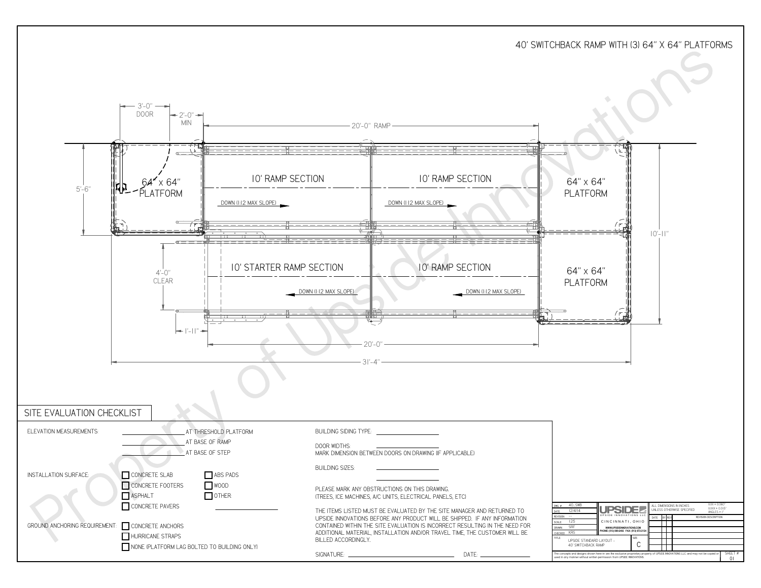# 40' SWITCHBACK RAMP WITH (3) 64" X 64" PLATFORMS

3'-0" DOOR

2'-0" MIN

20'-0" RAMP

5'-6"

64" x 64" PLATFORM

10' RAMP SECTION

DOWN (1:12 MAX SLOPE)

10' RAMP SECTION

DOWN (1:12 MAX SLOPE)

64" x 64" PLATFORM

10'-11"

4'-0" CLEAR

10' STARTER RAMP SECTION

DOWN (1:12 MAX SLOPE)

10' RAMP SECTION

DOWN (1:12 MAX SLOPE)

64" x 64" PLATFORM

1'-11"

20'-0"

31'-4"

## SITE EVALUATION CHECKLIST

ELEVATION MEASUREMENTS: ________ AT THRESHOLD PLATFORM
________ AT BASE OF RAMP
________ AT BASE OF STEP

INSTALLATION SURFACE:
- ☐ CONCRETE SLAB
- ☐ CONCRETE FOOTERS
- ☐ ASPHALT
- ☐ CONCRETE PAVERS
- ☐ ABS PADS
- ☐ WOOD
- ☐ OTHER ________

GROUND ANCHORING REQUIREMENT:
- ☐ CONCRETE ANCHORS
- ☐ HURRICANE STRAPS
- ☐ NONE (PLATFORM LAG BOLTED TO BUILDING ONLY)

BUILDING SIDING TYPE: ________

DOOR WIDTHS: ________
MARK DIMENSION BETWEEN DOORS ON DRAWING (IF APPLICABLE)

BUILDING SIZES: ________
________

PLEASE MARK ANY OBSTRUCTIONS ON THIS DRAWING.
(TREES, ICE MACHINES, A/C UNITS, ELECTRICAL PANELS, ETC)

THE ITEMS LISTED MUST BE EVALUATED BY THE SITE MANAGER AND RETURNED TO UPSIDE INNOVATIONS BEFORE ANY PRODUCT WILL BE SHIPPED. IF ANY INFORMATION CONTAINED WITHIN THE SITE EVALUATION IS INCORRECT RESULTING IN THE NEED FOR ADDITIONAL MATERIAL, INSTALLATION AND/OR TRAVEL TIME, THE CUSTOMER WILL BE BILLED ACCORDINGLY.

SIGNATURE: ________ DATE: ________

| | |
|---|---|
| DWG # | 40_SWB |
| DATE | 12/4/14 |
| REVISION | --- |
| SCALE | 1:25 |
| DRAWN | SRF |
| CHECKED | KRS |
| TITLE | UPSIDE STANDARD LAYOUT - 40' SWITCHBACK RAMP |
| SIZE | C |
| SHEET # | 01 |

UPSIDE INNOVATIONS LLC
CINCINNATI, OHIO
WWW.UPSIDEINNOVATIONS.COM
PHONE: (513) 889-2492 FAX: (513) 672-2124

ALL DIMENSIONS IN INCHES UNLESS OTHERWISE SPECIFIED
X.XX ± 0.060"
X.XXX ± 0.015"
ANGLES ± 1°

| DATE | BY | REV | REVISION DESCRIPTION |
|---|---|---|---|
| | | | |

The concepts and designs shown here-in are the exclusive proprietary property of UPSIDE INNOVATIONS LLC and may not be copied or used in any manner without written permission from UPSIDE INNOVATIONS.